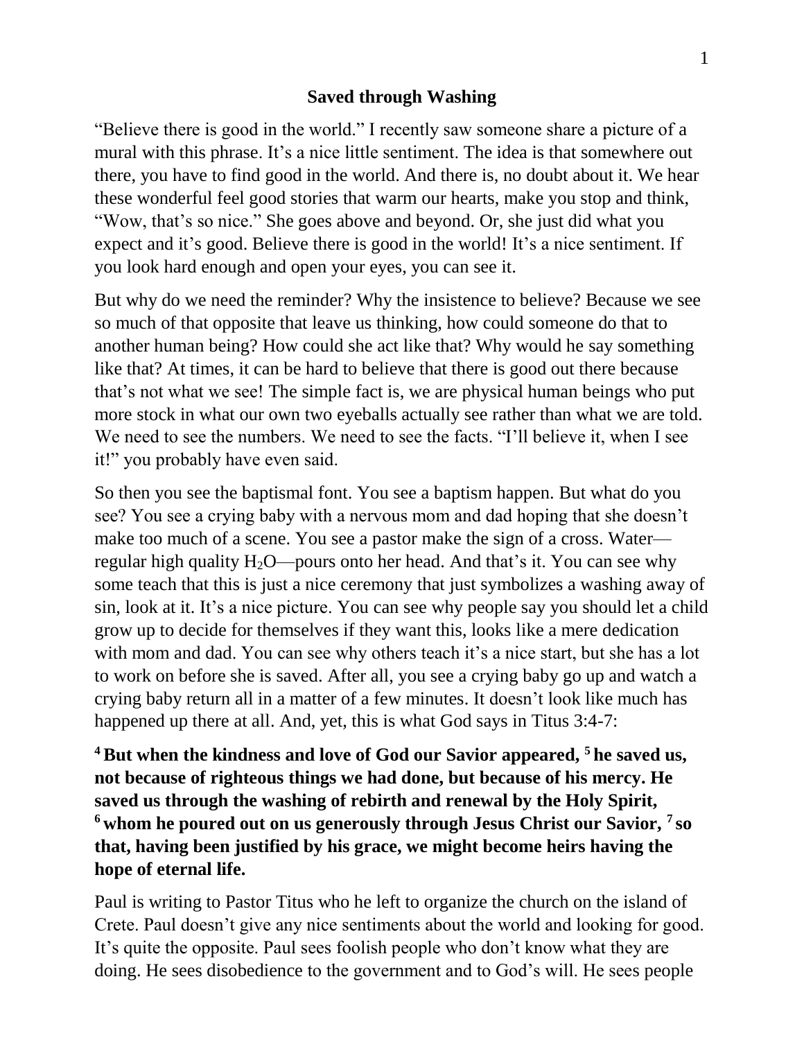# Saved through Washing

"Believe there is good in the world." I recently saw someone share a picture of a mural with this phrase. It's a nice little sentiment. The idea is that somewhere out there, you have to find good in the world. And there is, no doubt about it. We hear these wonderful feel good stories that warm our hearts, make you stop and think, "Wow, that's so nice." She goes above and beyond. Or, she just did what you expect and it's good. Believe there is good in the world! It's a nice sentiment. If you look hard enough and open your eyes, you can see it.

But why do we need the reminder? Why the insistence to believe? Because we see so much of that opposite that leave us thinking, how could someone do that to another human being? How could she act like that? Why would he say something like that? At times, it can be hard to believe that there is good out there because that's not what we see! The simple fact is, we are physical human beings who put more stock in what our own two eyeballs actually see rather than what we are told. We need to see the numbers. We need to see the facts. "I'll believe it, when I see it!" you probably have even said.

So then you see the baptismal font. You see a baptism happen. But what do you see? You see a crying baby with a nervous mom and dad hoping that she doesn't make too much of a scene. You see a pastor make the sign of a cross. Water—regular high quality $H_2O$—pours onto her head. And that's it. You can see why some teach that this is just a nice ceremony that just symbolizes a washing away of sin, look at it. It's a nice picture. You can see why people say you should let a child grow up to decide for themselves if they want this, looks like a mere dedication with mom and dad. You can see why others teach it's a nice start, but she has a lot to work on before she is saved. After all, you see a crying baby go up and watch a crying baby return all in a matter of a few minutes. It doesn't look like much has happened up there at all. And, yet, this is what God says in Titus 3:4-7:

**[4] But when the kindness and love of God our Savior appeared, [5] he saved us, not because of righteous things we had done, but because of his mercy. He saved us through the washing of rebirth and renewal by the Holy Spirit, [6] whom he poured out on us generously through Jesus Christ our Savior, [7] so that, having been justified by his grace, we might become heirs having the hope of eternal life.**

Paul is writing to Pastor Titus who he left to organize the church on the island of Crete. Paul doesn't give any nice sentiments about the world and looking for good. It's quite the opposite. Paul sees foolish people who don't know what they are doing. He sees disobedience to the government and to God's will. He sees people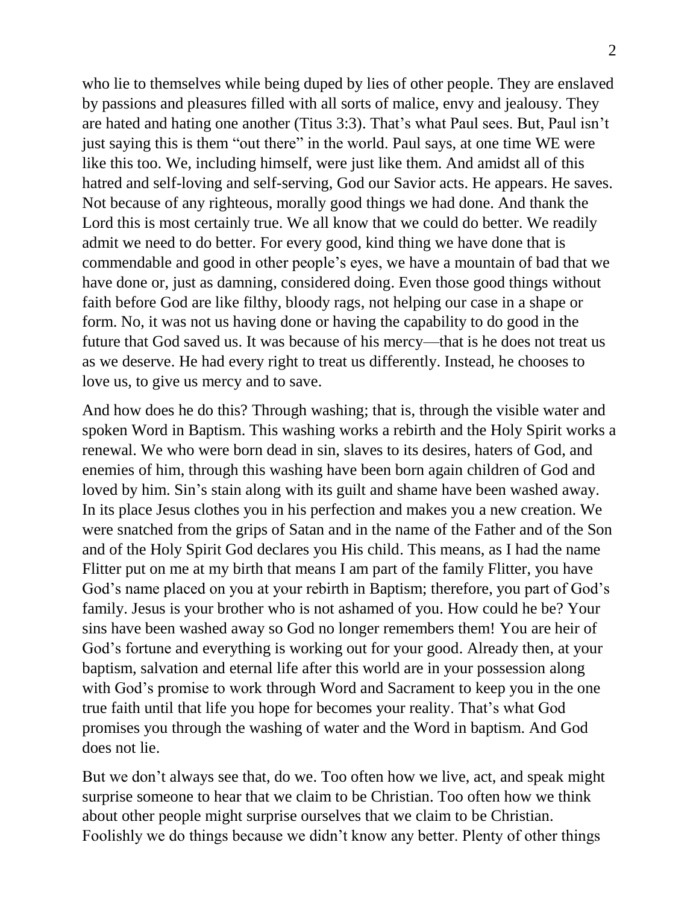who lie to themselves while being duped by lies of other people. They are enslaved by passions and pleasures filled with all sorts of malice, envy and jealousy. They are hated and hating one another (Titus 3:3). That's what Paul sees. But, Paul isn't just saying this is them "out there" in the world. Paul says, at one time WE were like this too. We, including himself, were just like them. And amidst all of this hatred and self-loving and self-serving, God our Savior acts. He appears. He saves. Not because of any righteous, morally good things we had done. And thank the Lord this is most certainly true. We all know that we could do better. We readily admit we need to do better. For every good, kind thing we have done that is commendable and good in other people's eyes, we have a mountain of bad that we have done or, just as damning, considered doing. Even those good things without faith before God are like filthy, bloody rags, not helping our case in a shape or form. No, it was not us having done or having the capability to do good in the future that God saved us. It was because of his mercy—that is he does not treat us as we deserve. He had every right to treat us differently. Instead, he chooses to love us, to give us mercy and to save.

And how does he do this? Through washing; that is, through the visible water and spoken Word in Baptism. This washing works a rebirth and the Holy Spirit works a renewal. We who were born dead in sin, slaves to its desires, haters of God, and enemies of him, through this washing have been born again children of God and loved by him. Sin's stain along with its guilt and shame have been washed away. In its place Jesus clothes you in his perfection and makes you a new creation. We were snatched from the grips of Satan and in the name of the Father and of the Son and of the Holy Spirit God declares you His child. This means, as I had the name Flitter put on me at my birth that means I am part of the family Flitter, you have God's name placed on you at your rebirth in Baptism; therefore, you part of God's family. Jesus is your brother who is not ashamed of you. How could he be? Your sins have been washed away so God no longer remembers them! You are heir of God's fortune and everything is working out for your good. Already then, at your baptism, salvation and eternal life after this world are in your possession along with God's promise to work through Word and Sacrament to keep you in the one true faith until that life you hope for becomes your reality. That's what God promises you through the washing of water and the Word in baptism. And God does not lie.

But we don't always see that, do we. Too often how we live, act, and speak might surprise someone to hear that we claim to be Christian. Too often how we think about other people might surprise ourselves that we claim to be Christian. Foolishly we do things because we didn't know any better. Plenty of other things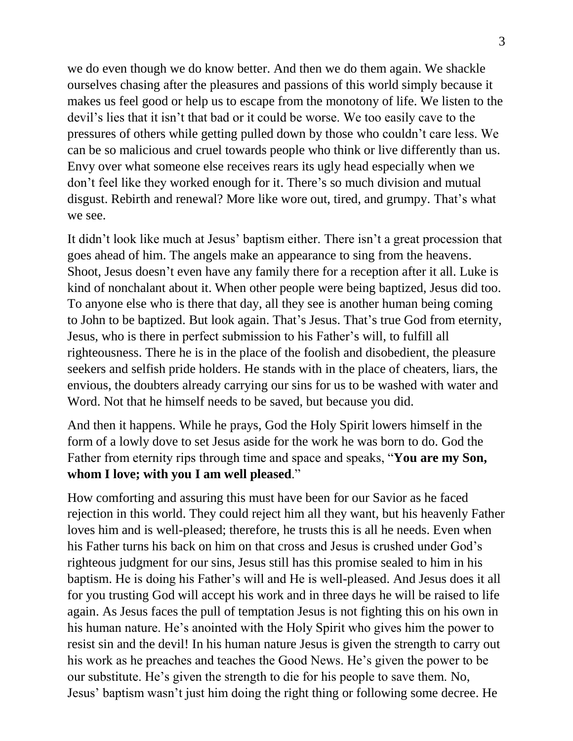we do even though we do know better. And then we do them again. We shackle ourselves chasing after the pleasures and passions of this world simply because it makes us feel good or help us to escape from the monotony of life. We listen to the devil's lies that it isn't that bad or it could be worse. We too easily cave to the pressures of others while getting pulled down by those who couldn't care less. We can be so malicious and cruel towards people who think or live differently than us. Envy over what someone else receives rears its ugly head especially when we don't feel like they worked enough for it. There's so much division and mutual disgust. Rebirth and renewal? More like wore out, tired, and grumpy. That's what we see.

It didn't look like much at Jesus' baptism either. There isn't a great procession that goes ahead of him. The angels make an appearance to sing from the heavens. Shoot, Jesus doesn't even have any family there for a reception after it all. Luke is kind of nonchalant about it. When other people were being baptized, Jesus did too. To anyone else who is there that day, all they see is another human being coming to John to be baptized. But look again. That's Jesus. That's true God from eternity, Jesus, who is there in perfect submission to his Father's will, to fulfill all righteousness. There he is in the place of the foolish and disobedient, the pleasure seekers and selfish pride holders. He stands with in the place of cheaters, liars, the envious, the doubters already carrying our sins for us to be washed with water and Word. Not that he himself needs to be saved, but because you did.

And then it happens. While he prays, God the Holy Spirit lowers himself in the form of a lowly dove to set Jesus aside for the work he was born to do. God the Father from eternity rips through time and space and speaks, "**You are my Son, whom I love; with you I am well pleased**."

How comforting and assuring this must have been for our Savior as he faced rejection in this world. They could reject him all they want, but his heavenly Father loves him and is well-pleased; therefore, he trusts this is all he needs. Even when his Father turns his back on him on that cross and Jesus is crushed under God's righteous judgment for our sins, Jesus still has this promise sealed to him in his baptism. He is doing his Father's will and He is well-pleased. And Jesus does it all for you trusting God will accept his work and in three days he will be raised to life again. As Jesus faces the pull of temptation Jesus is not fighting this on his own in his human nature. He's anointed with the Holy Spirit who gives him the power to resist sin and the devil! In his human nature Jesus is given the strength to carry out his work as he preaches and teaches the Good News. He's given the power to be our substitute. He's given the strength to die for his people to save them. No, Jesus' baptism wasn't just him doing the right thing or following some decree. He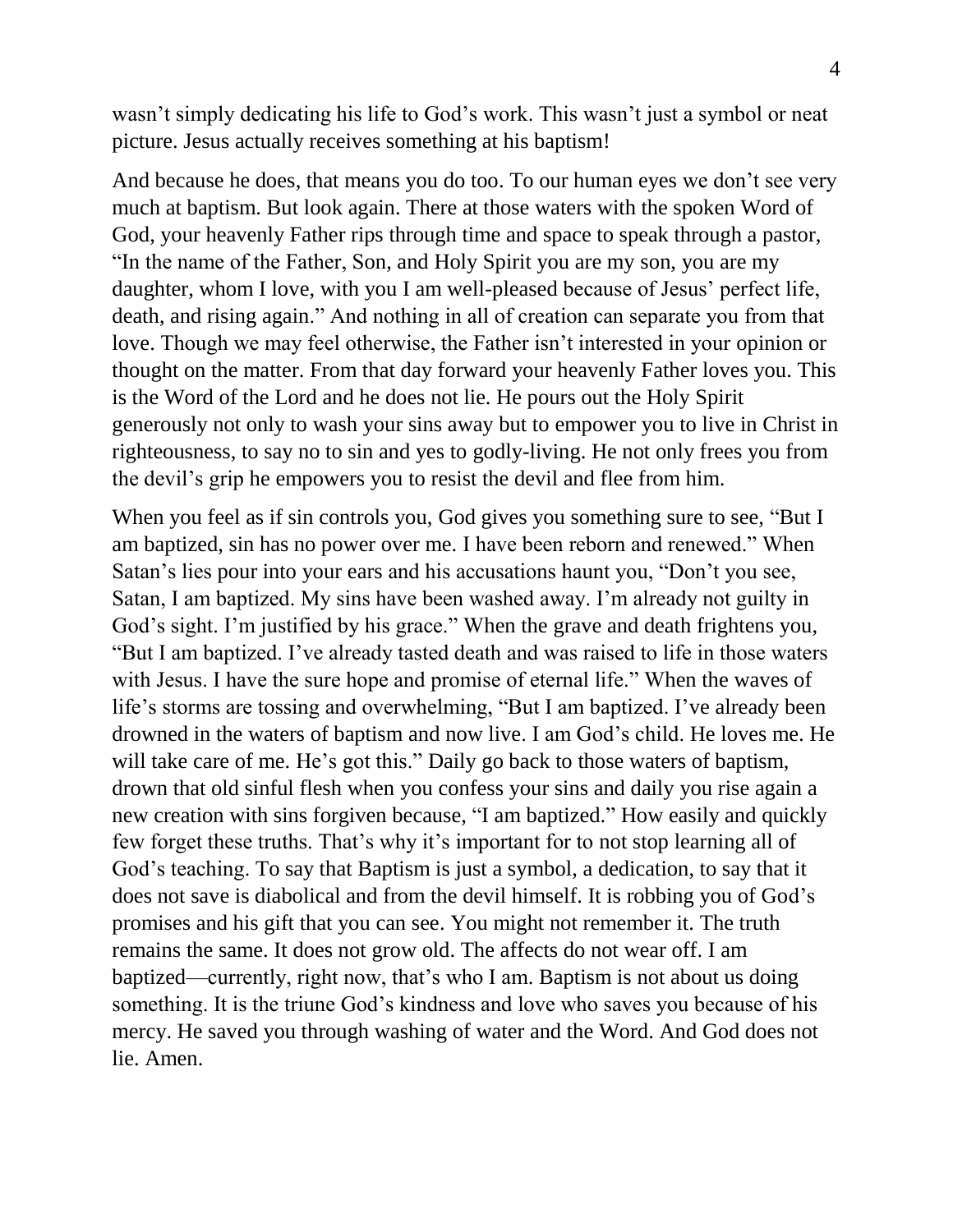wasn't simply dedicating his life to God's work. This wasn't just a symbol or neat picture. Jesus actually receives something at his baptism!

And because he does, that means you do too. To our human eyes we don't see very much at baptism. But look again. There at those waters with the spoken Word of God, your heavenly Father rips through time and space to speak through a pastor, "In the name of the Father, Son, and Holy Spirit you are my son, you are my daughter, whom I love, with you I am well-pleased because of Jesus' perfect life, death, and rising again." And nothing in all of creation can separate you from that love. Though we may feel otherwise, the Father isn't interested in your opinion or thought on the matter. From that day forward your heavenly Father loves you. This is the Word of the Lord and he does not lie. He pours out the Holy Spirit generously not only to wash your sins away but to empower you to live in Christ in righteousness, to say no to sin and yes to godly-living. He not only frees you from the devil's grip he empowers you to resist the devil and flee from him.

When you feel as if sin controls you, God gives you something sure to see, "But I am baptized, sin has no power over me. I have been reborn and renewed." When Satan's lies pour into your ears and his accusations haunt you, "Don't you see, Satan, I am baptized. My sins have been washed away. I'm already not guilty in God's sight. I'm justified by his grace." When the grave and death frightens you, "But I am baptized. I've already tasted death and was raised to life in those waters with Jesus. I have the sure hope and promise of eternal life." When the waves of life's storms are tossing and overwhelming, "But I am baptized. I've already been drowned in the waters of baptism and now live. I am God's child. He loves me. He will take care of me. He's got this." Daily go back to those waters of baptism, drown that old sinful flesh when you confess your sins and daily you rise again a new creation with sins forgiven because, "I am baptized." How easily and quickly few forget these truths. That's why it's important for to not stop learning all of God's teaching. To say that Baptism is just a symbol, a dedication, to say that it does not save is diabolical and from the devil himself. It is robbing you of God's promises and his gift that you can see. You might not remember it. The truth remains the same. It does not grow old. The affects do not wear off. I am baptized—currently, right now, that's who I am. Baptism is not about us doing something. It is the triune God's kindness and love who saves you because of his mercy. He saved you through washing of water and the Word. And God does not lie. Amen.